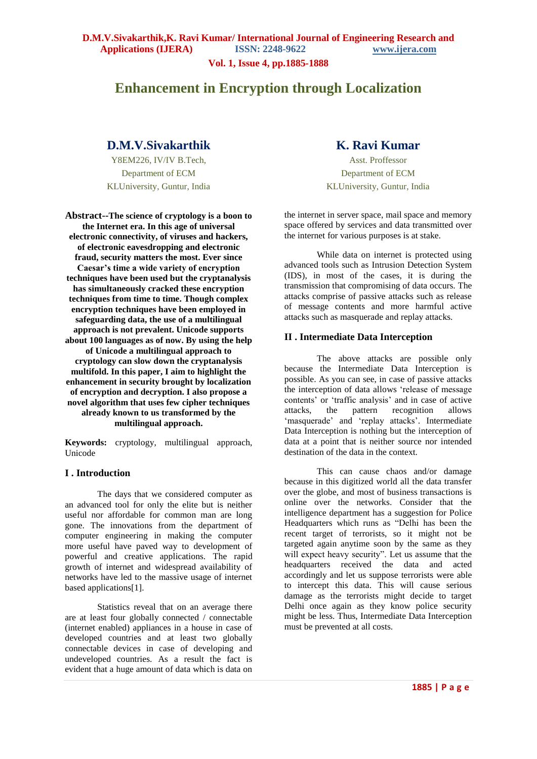# Enhancement in Encryption through Localization

**D.M.V.Sivakarthik**
Y8EM226, IV/IV B.Tech,
Department of ECM
KLUniversity, Guntur, India

**K. Ravi Kumar**
Asst. Proffessor
Department of ECM
KLUniversity, Guntur, India

**Abstract--The science of cryptology is a boon to the Internet era. In this age of universal electronic connectivity, of viruses and hackers, of electronic eavesdropping and electronic fraud, security matters the most. Ever since Caesar's time a wide variety of encryption techniques have been used but the cryptanalysis has simultaneously cracked these encryption techniques from time to time. Though complex encryption techniques have been employed in safeguarding data, the use of a multilingual approach is not prevalent. Unicode supports about 100 languages as of now. By using the help of Unicode a multilingual approach to cryptology can slow down the cryptanalysis multifold. In this paper, I aim to highlight the enhancement in security brought by localization of encryption and decryption. I also propose a novel algorithm that uses few cipher techniques already known to us transformed by the multilingual approach.**

**Keywords:** cryptology, multilingual approach, Unicode

## I . Introduction

The days that we considered computer as an advanced tool for only the elite but is neither useful nor affordable for common man are long gone. The innovations from the department of computer engineering in making the computer more useful have paved way to development of powerful and creative applications. The rapid growth of internet and widespread availability of networks have led to the massive usage of internet based applications[1].

Statistics reveal that on an average there are at least four globally connected / connectable (internet enabled) appliances in a house in case of developed countries and at least two globally connectable devices in case of developing and undeveloped countries. As a result the fact is evident that a huge amount of data which is data on the internet in server space, mail space and memory space offered by services and data transmitted over the internet for various purposes is at stake.

While data on internet is protected using advanced tools such as Intrusion Detection System (IDS), in most of the cases, it is during the transmission that compromising of data occurs. The attacks comprise of passive attacks such as release of message contents and more harmful active attacks such as masquerade and replay attacks.

## II . Intermediate Data Interception

The above attacks are possible only because the Intermediate Data Interception is possible. As you can see, in case of passive attacks the interception of data allows 'release of message contents' or 'traffic analysis' and in case of active attacks, the pattern recognition allows 'masquerade' and 'replay attacks'. Intermediate Data Interception is nothing but the interception of data at a point that is neither source nor intended destination of the data in the context.

This can cause chaos and/or damage because in this digitized world all the data transfer over the globe, and most of business transactions is online over the networks. Consider that the intelligence department has a suggestion for Police Headquarters which runs as "Delhi has been the recent target of terrorists, so it might not be targeted again anytime soon by the same as they will expect heavy security". Let us assume that the headquarters received the data and acted accordingly and let us suppose terrorists were able to intercept this data. This will cause serious damage as the terrorists might decide to target Delhi once again as they know police security might be less. Thus, Intermediate Data Interception must be prevented at all costs.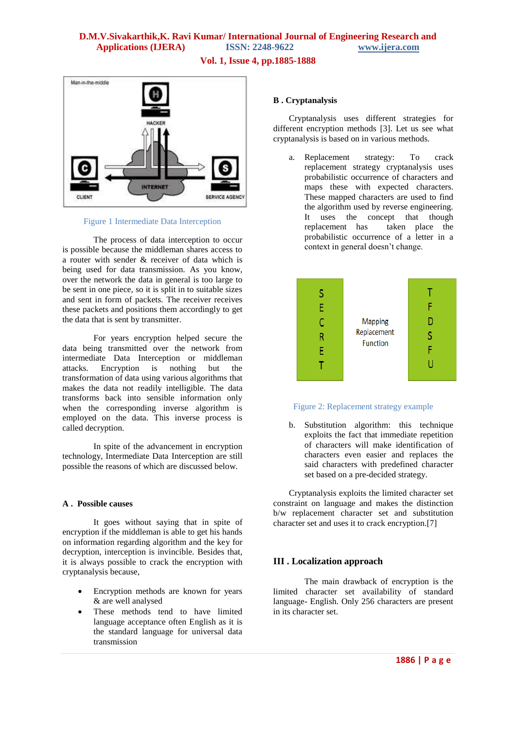Figure 1 Intermediate Data Interception

The process of data interception to occur is possible because the middleman shares access to a router with sender & receiver of data which is being used for data transmission. As you know, over the network the data in general is too large to be sent in one piece, so it is split in to suitable sizes and sent in form of packets. The receiver receives these packets and positions them accordingly to get the data that is sent by transmitter.

For years encryption helped secure the data being transmitted over the network from intermediate Data Interception or middleman attacks. Encryption is nothing but the transformation of data using various algorithms that makes the data not readily intelligible. The data transforms back into sensible information only when the corresponding inverse algorithm is employed on the data. This inverse process is called decryption.

In spite of the advancement in encryption technology, Intermediate Data Interception are still possible the reasons of which are discussed below.

### A . Possible causes

It goes without saying that in spite of encryption if the middleman is able to get his hands on information regarding algorithm and the key for decryption, interception is invincible. Besides that, it is always possible to crack the encryption with cryptanalysis because,

- Encryption methods are known for years & are well analysed
- These methods tend to have limited language acceptance often English as it is the standard language for universal data transmission

### B . Cryptanalysis

Cryptanalysis uses different strategies for different encryption methods [3]. Let us see what cryptanalysis is based on in various methods.

a. Replacement strategy: To crack replacement strategy cryptanalysis uses probabilistic occurrence of characters and maps these with expected characters. These mapped characters are used to find the algorithm used by reverse engineering. It uses the concept that though replacement has taken place the probabilistic occurrence of a letter in a context in general doesn't change.

| S E C R E T | Mapping Replacement Function | T F D S F U |
|---|---|---|

Figure 2: Replacement strategy example

b. Substitution algorithm: this technique exploits the fact that immediate repetition of characters will make identification of characters even easier and replaces the said characters with predefined character set based on a pre-decided strategy.

Cryptanalysis exploits the limited character set constraint on language and makes the distinction b/w replacement character set and substitution character set and uses it to crack encryption.[7]

## III . Localization approach

The main drawback of encryption is the limited character set availability of standard language- English. Only 256 characters are present in its character set.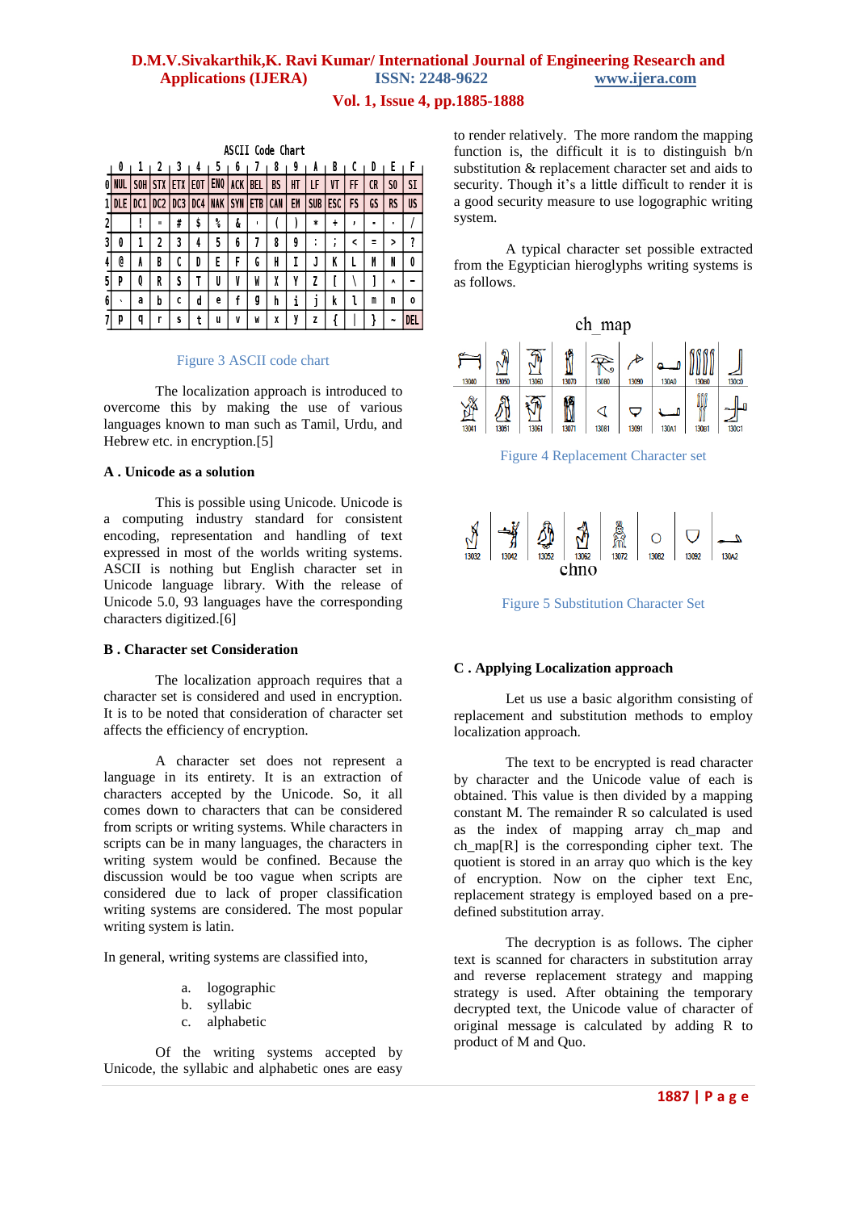| | 0 | 1 | 2 | 3 | 4 | 5 | 6 | 7 | 8 | 9 | A | B | C | D | E | F |
|---|---|---|---|---|---|---|---|---|---|---|---|---|---|---|---|---|
| 0 | NUL | SOH | STX | ETX | EOT | ENQ | ACK | BEL | BS | HT | LF | VT | FF | CR | SO | SI |
| 1 | DLE | DC1 | DC2 | DC3 | DC4 | NAK | SYN | ETB | CAN | EM | SUB | ESC | FS | GS | RS | US |
| 2 | | ! | " | # | $ | % | & | ' | ( | ) | * | + | , | - | . | / |
| 3 | 0 | 1 | 2 | 3 | 4 | 5 | 6 | 7 | 8 | 9 | : | ; | < | = | > | ? |
| 4 | @ | A | B | C | D | E | F | G | H | I | J | K | L | M | N | O |
| 5 | P | Q | R | S | T | U | V | W | X | Y | Z | [ | \ | ] | ^ | _ |
| 6 | ` | a | b | c | d | e | f | g | h | i | j | k | l | m | n | o |
| 7 | p | q | r | s | t | u | v | w | x | y | z | { | \| | } | ~ | DEL |

Figure 3 ASCII code chart

The localization approach is introduced to overcome this by making the use of various languages known to man such as Tamil, Urdu, and Hebrew etc. in encryption.[5]

### A . Unicode as a solution

This is possible using Unicode. Unicode is a computing industry standard for consistent encoding, representation and handling of text expressed in most of the worlds writing systems. ASCII is nothing but English character set in Unicode language library. With the release of Unicode 5.0, 93 languages have the corresponding characters digitized.[6]

### B . Character set Consideration

The localization approach requires that a character set is considered and used in encryption. It is to be noted that consideration of character set affects the efficiency of encryption.

A character set does not represent a language in its entirety. It is an extraction of characters accepted by the Unicode. So, it all comes down to characters that can be considered from scripts or writing systems. While characters in scripts can be in many languages, the characters in writing system would be confined. Because the discussion would be too vague when scripts are considered due to lack of proper classification writing systems are considered. The most popular writing system is latin.

In general, writing systems are classified into,

a. logographic
b. syllabic
c. alphabetic

Of the writing systems accepted by Unicode, the syllabic and alphabetic ones are easy to render relatively. The more random the mapping function is, the difficult it is to distinguish b/n substitution & replacement character set and aids to security. Though it's a little difficult to render it is a good security measure to use logographic writing system.

A typical character set possible extracted from the Egyptician hieroglyphs writing systems is as follows.

ch_map

Figure 4 Replacement Character set

chno

Figure 5 Substitution Character Set

### C . Applying Localization approach

Let us use a basic algorithm consisting of replacement and substitution methods to employ localization approach.

The text to be encrypted is read character by character and the Unicode value of each is obtained. This value is then divided by a mapping constant M. The remainder R so calculated is used as the index of mapping array ch_map and ch_map[R] is the corresponding cipher text. The quotient is stored in an array quo which is the key of encryption. Now on the cipher text Enc, replacement strategy is employed based on a pre-defined substitution array.

The decryption is as follows. The cipher text is scanned for characters in substitution array and reverse replacement strategy and mapping strategy is used. After obtaining the temporary decrypted text, the Unicode value of character of original message is calculated by adding R to product of M and Quo.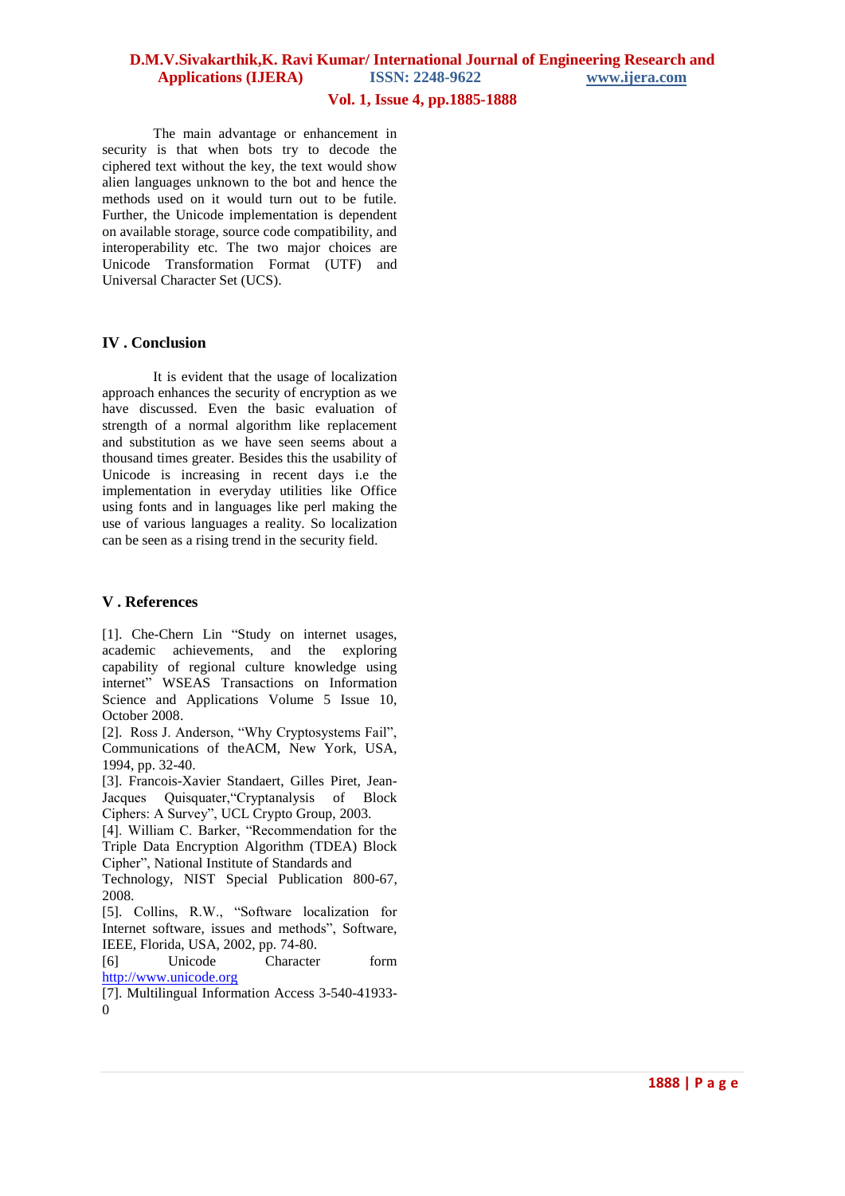The main advantage or enhancement in security is that when bots try to decode the ciphered text without the key, the text would show alien languages unknown to the bot and hence the methods used on it would turn out to be futile. Further, the Unicode implementation is dependent on available storage, source code compatibility, and interoperability etc. The two major choices are Unicode Transformation Format (UTF) and Universal Character Set (UCS).

## IV . Conclusion

It is evident that the usage of localization approach enhances the security of encryption as we have discussed. Even the basic evaluation of strength of a normal algorithm like replacement and substitution as we have seen seems about a thousand times greater. Besides this the usability of Unicode is increasing in recent days i.e the implementation in everyday utilities like Office using fonts and in languages like perl making the use of various languages a reality. So localization can be seen as a rising trend in the security field.

## V . References

[1]. Che-Chern Lin "Study on internet usages, academic achievements, and the exploring capability of regional culture knowledge using internet" WSEAS Transactions on Information Science and Applications Volume 5 Issue 10, October 2008.

[2]. Ross J. Anderson, "Why Cryptosystems Fail", Communications of theACM, New York, USA, 1994, pp. 32-40.

[3]. Francois-Xavier Standaert, Gilles Piret, Jean-Jacques Quisquater,"Cryptanalysis of Block Ciphers: A Survey", UCL Crypto Group, 2003.

[4]. William C. Barker, "Recommendation for the Triple Data Encryption Algorithm (TDEA) Block Cipher", National Institute of Standards and Technology, NIST Special Publication 800-67, 2008.

[5]. Collins, R.W., "Software localization for Internet software, issues and methods", Software, IEEE, Florida, USA, 2002, pp. 74-80.

[6] Unicode Character form http://www.unicode.org

[7]. Multilingual Information Access 3-540-41933-0